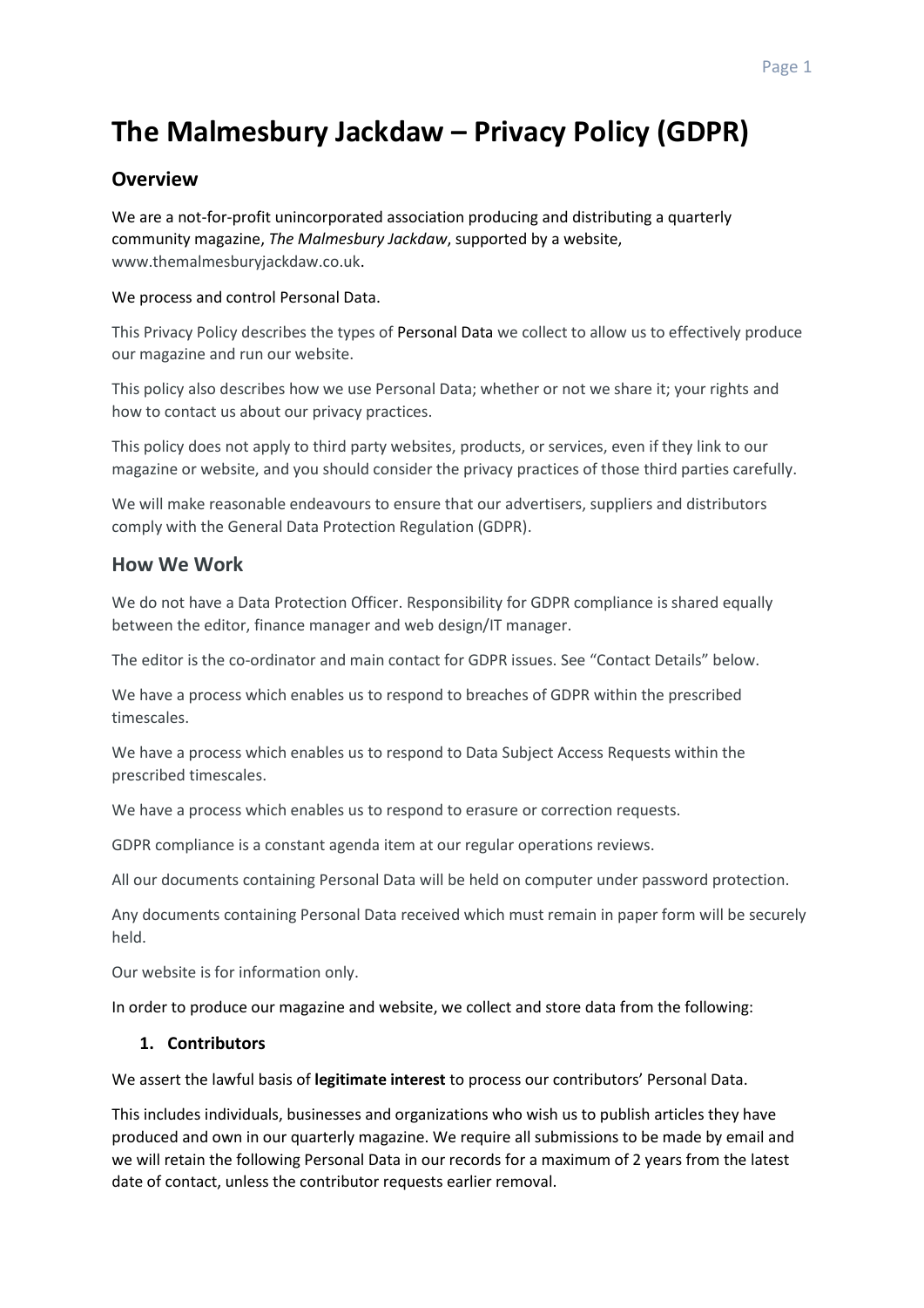# The Malmesbury Jackdaw – Privacy Policy (GDPR)

## Overview

We are a not-for-profit unincorporated association producing and distributing a quarterly community magazine, *The Malmesbury Jackdaw*, supported by a website, www.themalmesburyjackdaw.co.uk.

We process and control Personal Data.

This Privacy Policy describes the types of Personal Data we collect to allow us to effectively produce our magazine and run our website.

This policy also describes how we use Personal Data; whether or not we share it; your rights and how to contact us about our privacy practices.

This policy does not apply to third party websites, products, or services, even if they link to our magazine or website, and you should consider the privacy practices of those third parties carefully.

We will make reasonable endeavours to ensure that our advertisers, suppliers and distributors comply with the General Data Protection Regulation (GDPR).

## How We Work

We do not have a Data Protection Officer. Responsibility for GDPR compliance is shared equally between the editor, finance manager and web design/IT manager.

The editor is the co-ordinator and main contact for GDPR issues. See "Contact Details" below.

We have a process which enables us to respond to breaches of GDPR within the prescribed timescales.

We have a process which enables us to respond to Data Subject Access Requests within the prescribed timescales.

We have a process which enables us to respond to erasure or correction requests.

GDPR compliance is a constant agenda item at our regular operations reviews.

All our documents containing Personal Data will be held on computer under password protection.

Any documents containing Personal Data received which must remain in paper form will be securely held.

Our website is for information only.

In order to produce our magazine and website, we collect and store data from the following:

1. **Contributors**

We assert the lawful basis of **legitimate interest** to process our contributors' Personal Data.

This includes individuals, businesses and organizations who wish us to publish articles they have produced and own in our quarterly magazine. We require all submissions to be made by email and we will retain the following Personal Data in our records for a maximum of 2 years from the latest date of contact, unless the contributor requests earlier removal.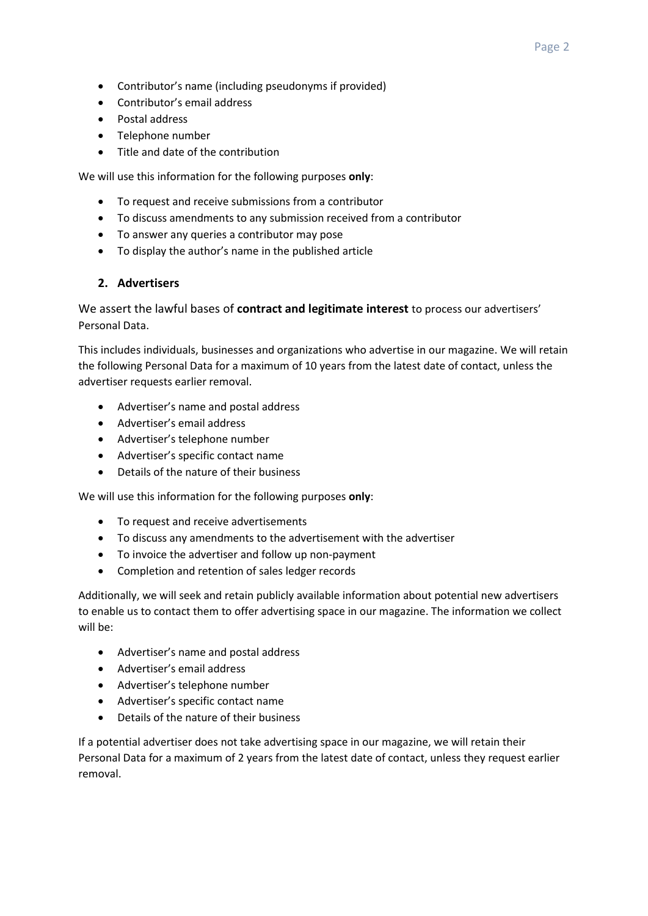- Contributor's name (including pseudonyms if provided)
- Contributor's email address
- Postal address
- Telephone number
- Title and date of the contribution

We will use this information for the following purposes **only**:

- To request and receive submissions from a contributor
- To discuss amendments to any submission received from a contributor
- To answer any queries a contributor may pose
- To display the author's name in the published article

## 2. Advertisers

We assert the lawful bases of **contract and legitimate interest** to process our advertisers' Personal Data.

This includes individuals, businesses and organizations who advertise in our magazine. We will retain the following Personal Data for a maximum of 10 years from the latest date of contact, unless the advertiser requests earlier removal.

- Advertiser's name and postal address
- Advertiser's email address
- Advertiser's telephone number
- Advertiser's specific contact name
- Details of the nature of their business

We will use this information for the following purposes **only**:

- To request and receive advertisements
- To discuss any amendments to the advertisement with the advertiser
- To invoice the advertiser and follow up non-payment
- Completion and retention of sales ledger records

Additionally, we will seek and retain publicly available information about potential new advertisers to enable us to contact them to offer advertising space in our magazine. The information we collect will be:

- Advertiser's name and postal address
- Advertiser's email address
- Advertiser's telephone number
- Advertiser's specific contact name
- Details of the nature of their business

If a potential advertiser does not take advertising space in our magazine, we will retain their Personal Data for a maximum of 2 years from the latest date of contact, unless they request earlier removal.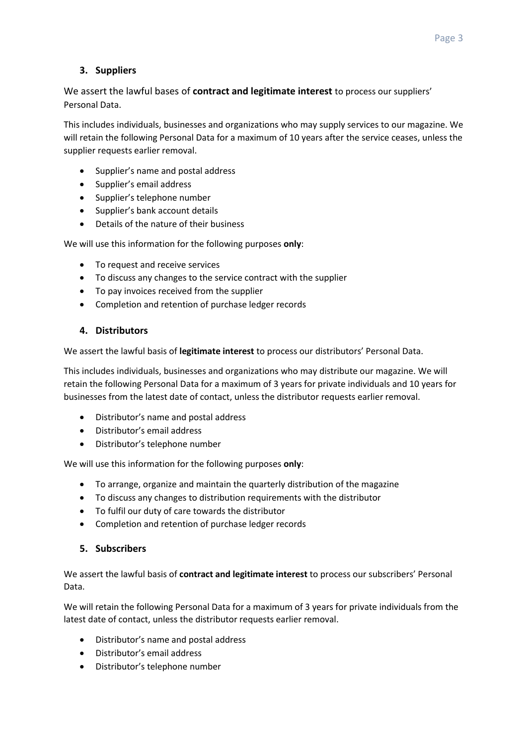### 3. Suppliers

We assert the lawful bases of **contract and legitimate interest** to process our suppliers' Personal Data.

This includes individuals, businesses and organizations who may supply services to our magazine. We will retain the following Personal Data for a maximum of 10 years after the service ceases, unless the supplier requests earlier removal.

- Supplier's name and postal address
- Supplier's email address
- Supplier's telephone number
- Supplier's bank account details
- Details of the nature of their business

We will use this information for the following purposes **only**:

- To request and receive services
- To discuss any changes to the service contract with the supplier
- To pay invoices received from the supplier
- Completion and retention of purchase ledger records

### 4. Distributors

We assert the lawful basis of **legitimate interest** to process our distributors' Personal Data.

This includes individuals, businesses and organizations who may distribute our magazine. We will retain the following Personal Data for a maximum of 3 years for private individuals and 10 years for businesses from the latest date of contact, unless the distributor requests earlier removal.

- Distributor's name and postal address
- Distributor's email address
- Distributor's telephone number

We will use this information for the following purposes **only**:

- To arrange, organize and maintain the quarterly distribution of the magazine
- To discuss any changes to distribution requirements with the distributor
- To fulfil our duty of care towards the distributor
- Completion and retention of purchase ledger records

### 5. Subscribers

We assert the lawful basis of **contract and legitimate interest** to process our subscribers' Personal Data.

We will retain the following Personal Data for a maximum of 3 years for private individuals from the latest date of contact, unless the distributor requests earlier removal.

- Distributor's name and postal address
- Distributor's email address
- Distributor's telephone number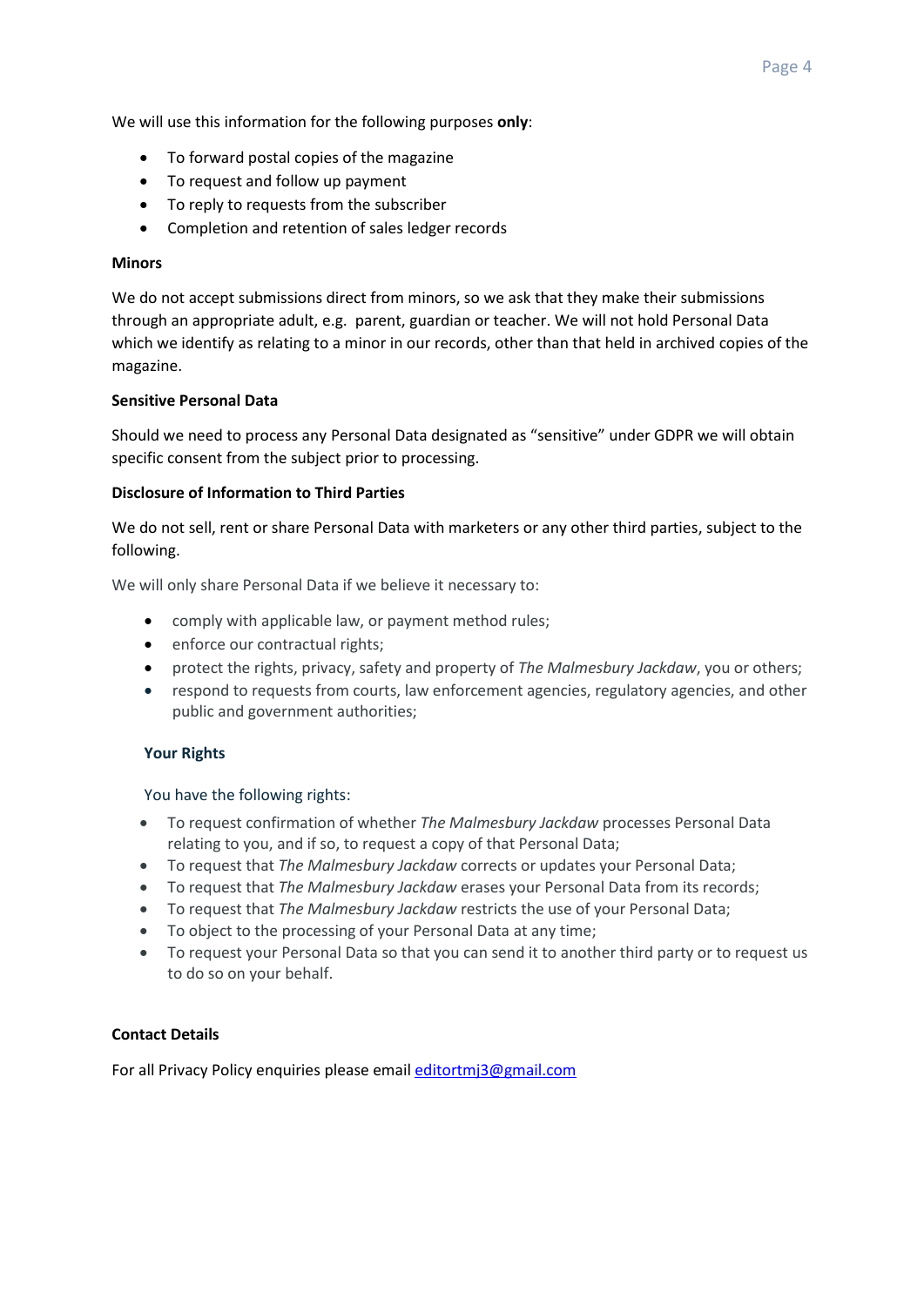We will use this information for the following purposes **only**:

- To forward postal copies of the magazine
- To request and follow up payment
- To reply to requests from the subscriber
- Completion and retention of sales ledger records

**Minors**

We do not accept submissions direct from minors, so we ask that they make their submissions through an appropriate adult, e.g. parent, guardian or teacher. We will not hold Personal Data which we identify as relating to a minor in our records, other than that held in archived copies of the magazine.

**Sensitive Personal Data**

Should we need to process any Personal Data designated as "sensitive" under GDPR we will obtain specific consent from the subject prior to processing.

**Disclosure of Information to Third Parties**

We do not sell, rent or share Personal Data with marketers or any other third parties, subject to the following.

We will only share Personal Data if we believe it necessary to:

- comply with applicable law, or payment method rules;
- enforce our contractual rights;
- protect the rights, privacy, safety and property of *The Malmesbury Jackdaw*, you or others;
- respond to requests from courts, law enforcement agencies, regulatory agencies, and other public and government authorities;

**Your Rights**

You have the following rights:

- To request confirmation of whether *The Malmesbury Jackdaw* processes Personal Data relating to you, and if so, to request a copy of that Personal Data;
- To request that *The Malmesbury Jackdaw* corrects or updates your Personal Data;
- To request that *The Malmesbury Jackdaw* erases your Personal Data from its records;
- To request that *The Malmesbury Jackdaw* restricts the use of your Personal Data;
- To object to the processing of your Personal Data at any time;
- To request your Personal Data so that you can send it to another third party or to request us to do so on your behalf.

**Contact Details**

For all Privacy Policy enquiries please email editortmj3@gmail.com